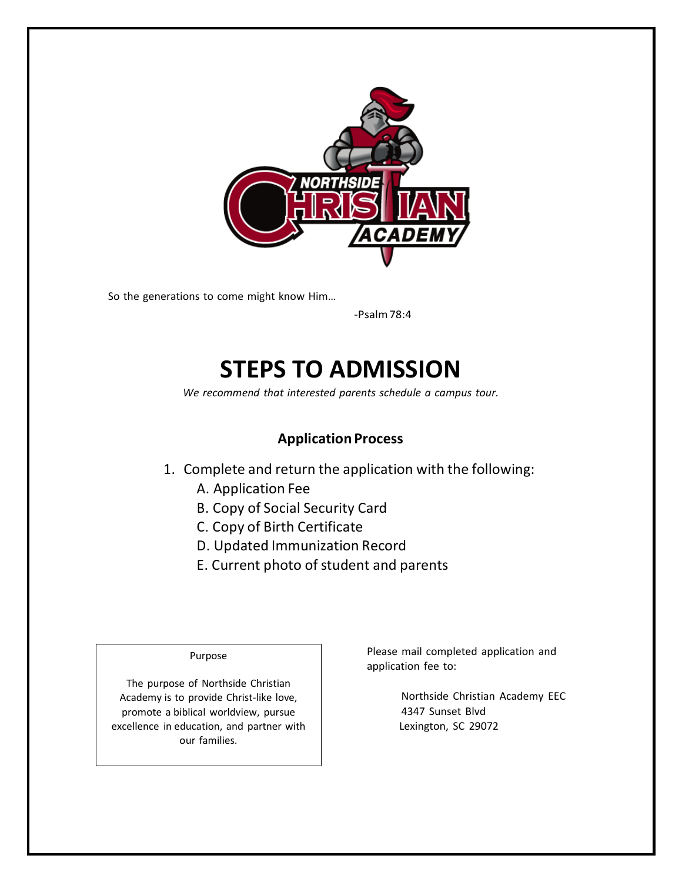So the generations to come might know Him…

-Psalm 78:4

# STEPS TO ADMISSION

*We recommend that interested parents schedule a campus tour.*

### Application Process

1. Complete and return the application with the following:
   - A. Application Fee
   - B. Copy of Social Security Card
   - C. Copy of Birth Certificate
   - D. Updated Immunization Record
   - E. Current photo of student and parents

Purpose

The purpose of Northside Christian Academy is to provide Christ-like love, promote a biblical worldview, pursue excellence in education, and partner with our families.

Please mail completed application and application fee to:

Northside Christian Academy EEC
4347 Sunset Blvd
Lexington, SC 29072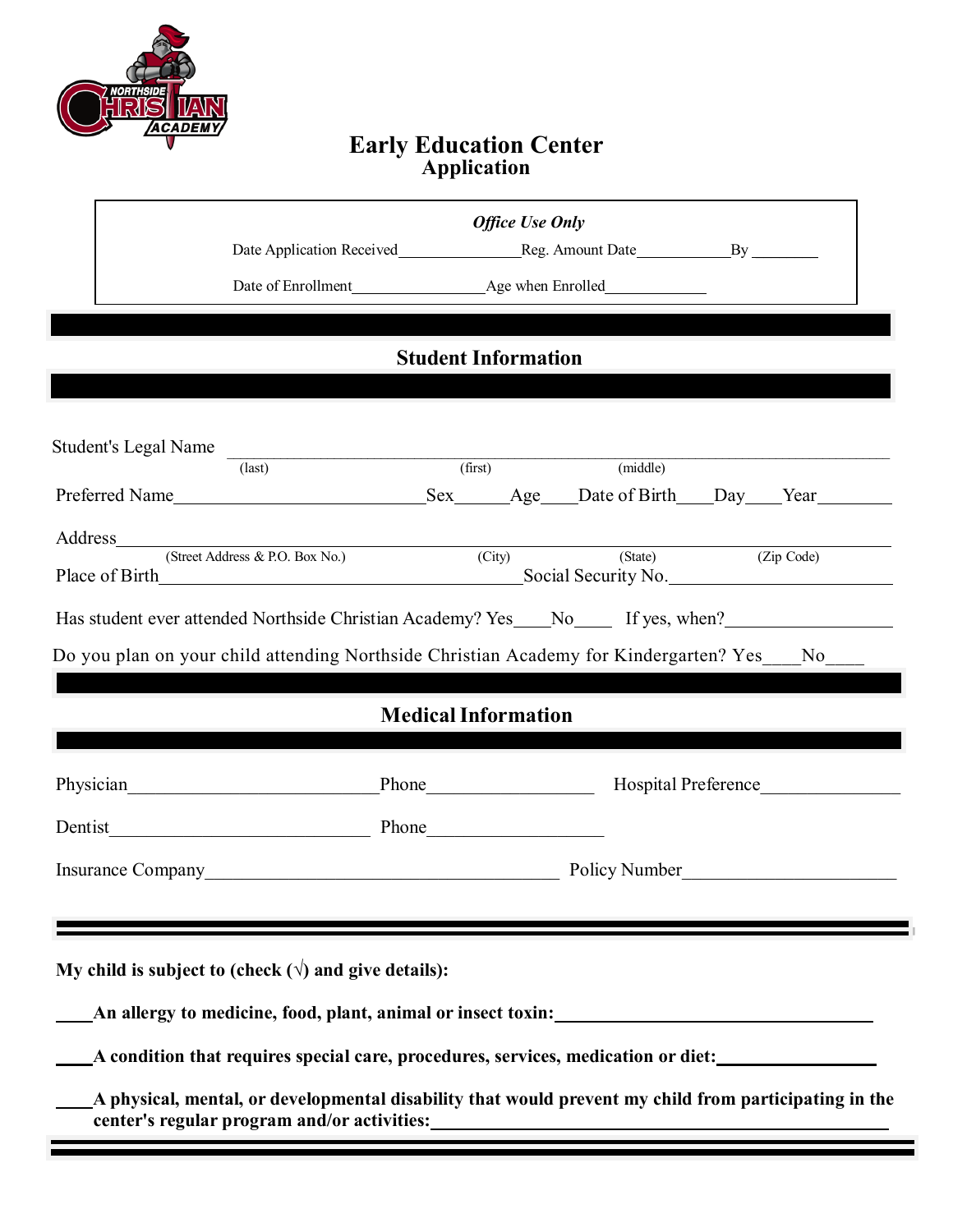# Early Education Center
## Application

*Office Use Only*

Date Application Received________________ Reg. Amount Date____________ By ________

Date of Enrollment________________ Age when Enrolled____________

## Student Information

Student's Legal Name ______________________________________________________________
(last) (first) (middle)

Preferred Name__________________________ Sex______ Age____ Date of Birth____ Day____ Year________

Address______________________________________________________________________
(Street Address & P.O. Box No.) (City) (State) (Zip Code)

Place of Birth________________________________________ Social Security No.________________________

Has student ever attended Northside Christian Academy? Yes____ No____ If yes, when?__________________

Do you plan on your child attending Northside Christian Academy for Kindergarten? Yes____ No____

## Medical Information

Physician___________________________ Phone__________________ Hospital Preference_______________

Dentist____________________________ Phone___________________

Insurance Company_______________________________________ Policy Number_______________________

**My child is subject to (check (√) and give details):**

____**An allergy to medicine, food, plant, animal or insect toxin:**___________________________________

____**A condition that requires special care, procedures, services, medication or diet:**_________________

____**A physical, mental, or developmental disability that would prevent my child from participating in the center's regular program and/or activities:**______________________________________________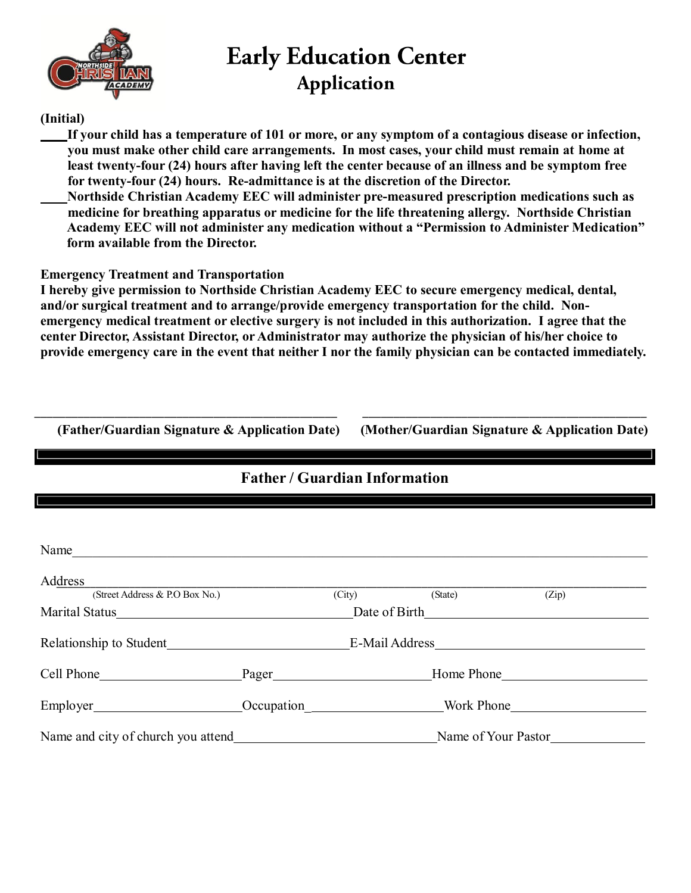# Early Education Center
## Application

**(Initial)**

____**If your child has a temperature of 101 or more, or any symptom of a contagious disease or infection, you must make other child care arrangements. In most cases, your child must remain at home at least twenty-four (24) hours after having left the center because of an illness and be symptom free for twenty-four (24) hours. Re-admittance is at the discretion of the Director.**

____**Northside Christian Academy EEC will administer pre-measured prescription medications such as medicine for breathing apparatus or medicine for the life threatening allergy. Northside Christian Academy EEC will not administer any medication without a "Permission to Administer Medication" form available from the Director.**

**Emergency Treatment and Transportation**

**I hereby give permission to Northside Christian Academy EEC to secure emergency medical, dental, and/or surgical treatment and to arrange/provide emergency transportation for the child. Non-emergency medical treatment or elective surgery is not included in this authorization. I agree that the center Director, Assistant Director, or Administrator may authorize the physician of his/her choice to provide emergency care in the event that neither I nor the family physician can be contacted immediately.**

_______________________________________ _______________________________________

**(Father/Guardian Signature & Application Date)** **(Mother/Guardian Signature & Application Date)**

## Father / Guardian Information

Name______________________________________________________________________

Address____________________________________________________________________
(Street Address & P.O Box No.) (City) (State) (Zip)

Marital Status______________________________ Date of Birth______________________________

Relationship to Student________________________ E-Mail Address__________________________

Cell Phone__________________ Pager____________________ Home Phone__________________

Employer___________________ Occupation_________________ Work Phone_________________

Name and city of church you attend___________________________ Name of Your Pastor____________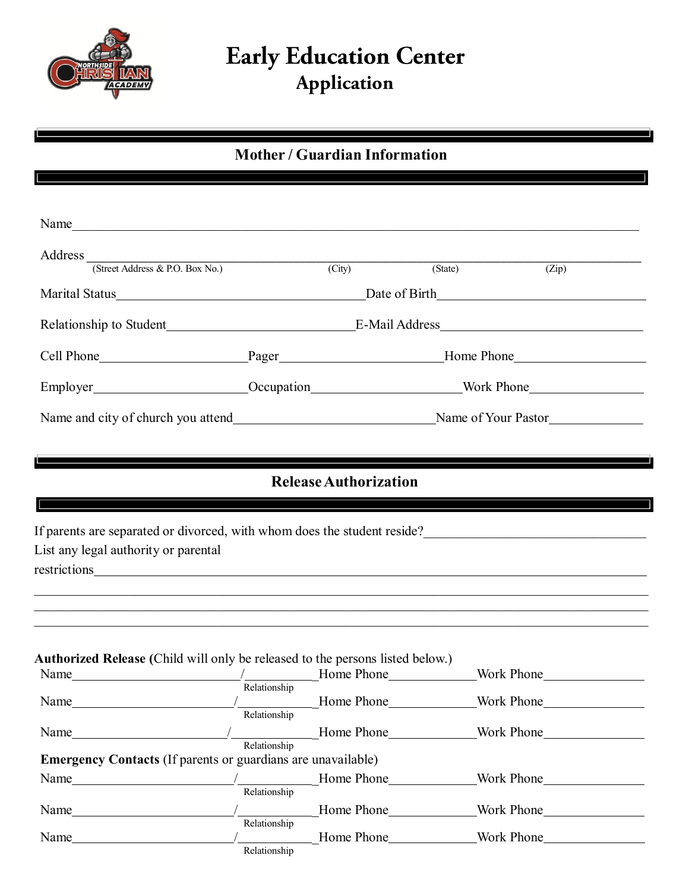# Early Education Center
## Application

## Mother / Guardian Information

Name_______________________________________________________________________________

Address ______________________________________________________________________________
(Street Address & P.O. Box No.) (City) (State) (Zip)

Marital Status___________________________________Date of Birth___________________________

Relationship to Student_________________________E-Mail Address__________________________

Cell Phone___________________Pager______________________Home Phone_________________

Employer____________________Occupation___________________Work Phone________________

Name and city of church you attend___________________________Name of Your Pastor____________

## Release Authorization

If parents are separated or divorced, with whom does the student reside?_____________________________

List any legal authority or parental restrictions______________________________________________________________

______________________________________________________________________________________

______________________________________________________________________________________

______________________________________________________________________________________

**Authorized Release (**Child will only be released to the persons listed below.)

Name_______________________/__________Home Phone___________Work Phone______________
Relationship

Name______________________/__________Home Phone___________Work Phone______________
Relationship

Name_____________________/___________Home Phone___________Work Phone______________
Relationship

**Emergency Contacts** (If parents or guardians are unavailable)

Name______________________/__________Home Phone___________Work Phone______________
Relationship

Name______________________/__________Home Phone___________Work Phone______________
Relationship

Name______________________/__________Home Phone___________Work Phone______________
Relationship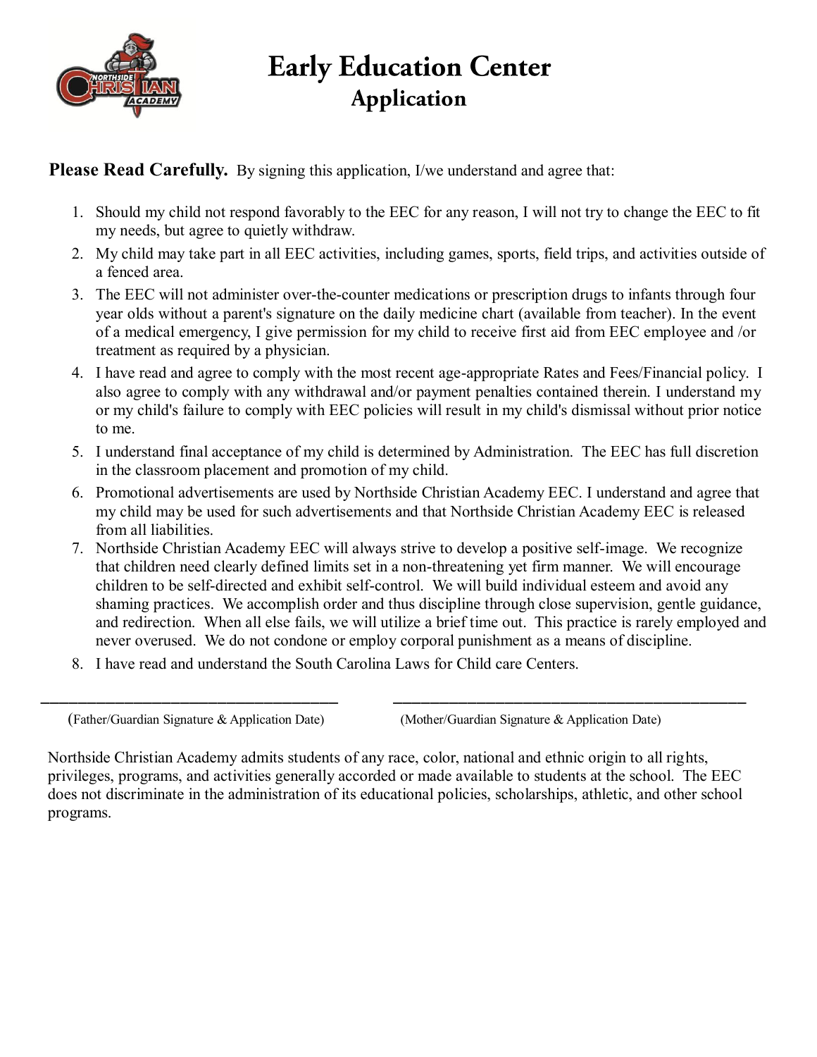# Early Education Center
## Application

**Please Read Carefully.** By signing this application, I/we understand and agree that:

1. Should my child not respond favorably to the EEC for any reason, I will not try to change the EEC to fit my needs, but agree to quietly withdraw.
2. My child may take part in all EEC activities, including games, sports, field trips, and activities outside of a fenced area.
3. The EEC will not administer over-the-counter medications or prescription drugs to infants through four year olds without a parent's signature on the daily medicine chart (available from teacher). In the event of a medical emergency, I give permission for my child to receive first aid from EEC employee and /or treatment as required by a physician.
4. I have read and agree to comply with the most recent age-appropriate Rates and Fees/Financial policy. I also agree to comply with any withdrawal and/or payment penalties contained therein. I understand my or my child's failure to comply with EEC policies will result in my child's dismissal without prior notice to me.
5. I understand final acceptance of my child is determined by Administration. The EEC has full discretion in the classroom placement and promotion of my child.
6. Promotional advertisements are used by Northside Christian Academy EEC. I understand and agree that my child may be used for such advertisements and that Northside Christian Academy EEC is released from all liabilities.
7. Northside Christian Academy EEC will always strive to develop a positive self-image. We recognize that children need clearly defined limits set in a non-threatening yet firm manner. We will encourage children to be self-directed and exhibit self-control. We will build individual esteem and avoid any shaming practices. We accomplish order and thus discipline through close supervision, gentle guidance, and redirection. When all else fails, we will utilize a brief time out. This practice is rarely employed and never overused. We do not condone or employ corporal punishment as a means of discipline.
8. I have read and understand the South Carolina Laws for Child care Centers.

\_\_\_\_\_\_\_\_\_\_\_\_\_\_\_\_\_\_\_\_\_\_\_\_\_\_\_\_\_\_\_\_\_\_\_\_ (Father/Guardian Signature & Application Date)

\_\_\_\_\_\_\_\_\_\_\_\_\_\_\_\_\_\_\_\_\_\_\_\_\_\_\_\_\_\_\_\_\_\_\_\_ (Mother/Guardian Signature & Application Date)

Northside Christian Academy admits students of any race, color, national and ethnic origin to all rights, privileges, programs, and activities generally accorded or made available to students at the school. The EEC does not discriminate in the administration of its educational policies, scholarships, athletic, and other school programs.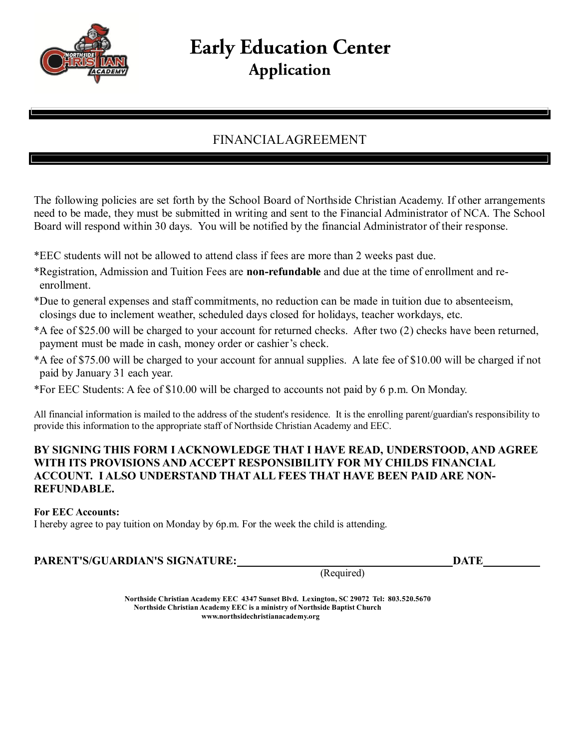# Early Education Center
## Application

### FINANCIALAGREEMENT

The following policies are set forth by the School Board of Northside Christian Academy. If other arrangements need to be made, they must be submitted in writing and sent to the Financial Administrator of NCA. The School Board will respond within 30 days. You will be notified by the financial Administrator of their response.

*EEC students will not be allowed to attend class if fees are more than 2 weeks past due.

*Registration, Admission and Tuition Fees are **non-refundable** and due at the time of enrollment and re-enrollment.

*Due to general expenses and staff commitments, no reduction can be made in tuition due to absenteeism, closings due to inclement weather, scheduled days closed for holidays, teacher workdays, etc.

*A fee of $25.00 will be charged to your account for returned checks. After two (2) checks have been returned, payment must be made in cash, money order or cashier's check.

*A fee of $75.00 will be charged to your account for annual supplies. A late fee of $10.00 will be charged if not paid by January 31 each year.

*For EEC Students: A fee of $10.00 will be charged to accounts not paid by 6 p.m. On Monday.

All financial information is mailed to the address of the student's residence. It is the enrolling parent/guardian's responsibility to provide this information to the appropriate staff of Northside Christian Academy and EEC.

**BY SIGNING THIS FORM I ACKNOWLEDGE THAT I HAVE READ, UNDERSTOOD, AND AGREE WITH ITS PROVISIONS AND ACCEPT RESPONSIBILITY FOR MY CHILDS FINANCIAL ACCOUNT. I ALSO UNDERSTAND THAT ALL FEES THAT HAVE BEEN PAID ARE NON-REFUNDABLE.**

**For EEC Accounts:**
I hereby agree to pay tuition on Monday by 6p.m. For the week the child is attending.

**PARENT'S/GUARDIAN'S SIGNATURE:**\_\_\_\_\_\_\_\_\_\_\_\_\_\_\_\_\_\_\_\_\_\_\_\_\_\_\_\_\_\_\_\_\_\_\_\_\_\_ **DATE**\_\_\_\_\_\_\_\_\_\_
(Required)

**Northside Christian Academy EEC 4347 Sunset Blvd. Lexington, SC 29072 Tel: 803.520.5670**
**Northside Christian Academy EEC is a ministry of Northside Baptist Church**
**www.northsidechristianacademy.org**